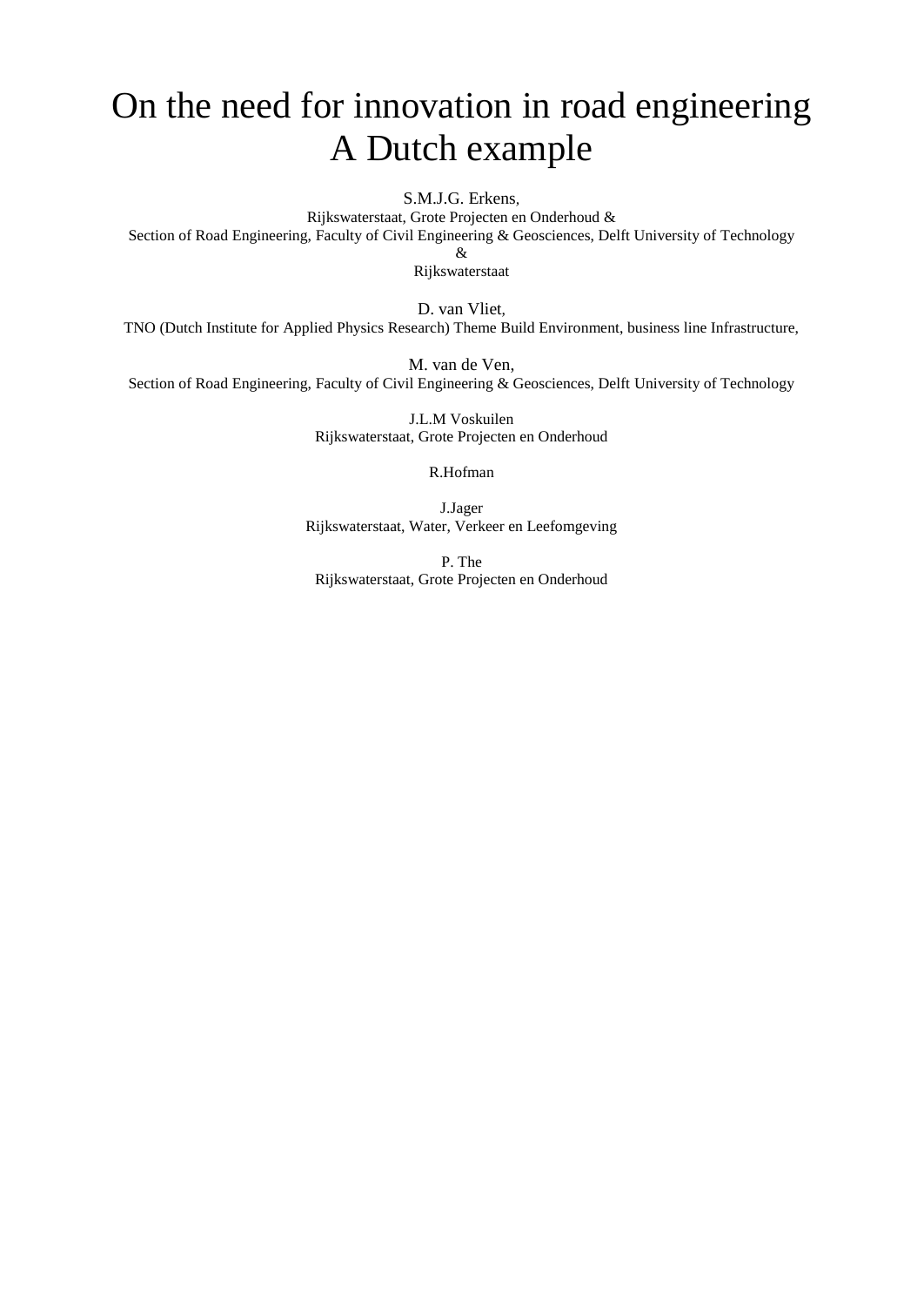# On the need for innovation in road engineering A Dutch example

S.M.J.G. Erkens,
Rijkswaterstaat, Grote Projecten en Onderhoud &
Section of Road Engineering, Faculty of Civil Engineering & Geosciences, Delft University of Technology
&
Rijkswaterstaat

D. van Vliet,
TNO (Dutch Institute for Applied Physics Research) Theme Build Environment, business line Infrastructure,

M. van de Ven,
Section of Road Engineering, Faculty of Civil Engineering & Geosciences, Delft University of Technology

J.L.M Voskuilen
Rijkswaterstaat, Grote Projecten en Onderhoud

R.Hofman

J.Jager
Rijkswaterstaat, Water, Verkeer en Leefomgeving

P. The
Rijkswaterstaat, Grote Projecten en Onderhoud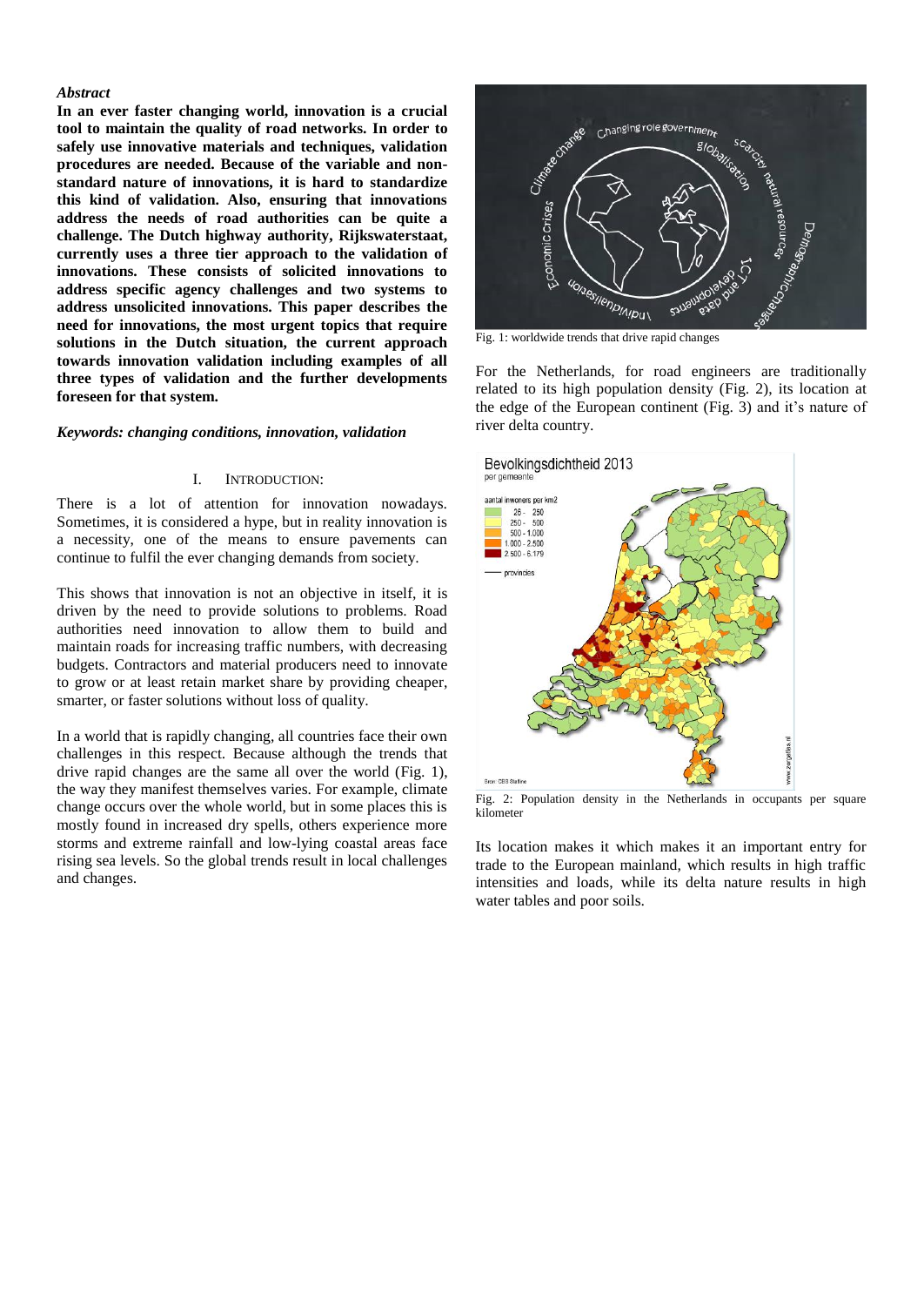### *Abstract*

**In an ever faster changing world, innovation is a crucial tool to maintain the quality of road networks. In order to safely use innovative materials and techniques, validation procedures are needed. Because of the variable and non-standard nature of innovations, it is hard to standardize this kind of validation. Also, ensuring that innovations address the needs of road authorities can be quite a challenge. The Dutch highway authority, Rijkswaterstaat, currently uses a three tier approach to the validation of innovations. These consists of solicited innovations to address specific agency challenges and two systems to address unsolicited innovations. This paper describes the need for innovations, the most urgent topics that require solutions in the Dutch situation, the current approach towards innovation validation including examples of all three types of validation and the further developments foreseen for that system.**

***Keywords: changing conditions, innovation, validation***

## I. INTRODUCTION:

There is a lot of attention for innovation nowadays. Sometimes, it is considered a hype, but in reality innovation is a necessity, one of the means to ensure pavements can continue to fulfil the ever changing demands from society.

This shows that innovation is not an objective in itself, it is driven by the need to provide solutions to problems. Road authorities need innovation to allow them to build and maintain roads for increasing traffic numbers, with decreasing budgets. Contractors and material producers need to innovate to grow or at least retain market share by providing cheaper, smarter, or faster solutions without loss of quality.

In a world that is rapidly changing, all countries face their own challenges in this respect. Because although the trends that drive rapid changes are the same all over the world (Fig. 1), the way they manifest themselves varies. For example, climate change occurs over the whole world, but in some places this is mostly found in increased dry spells, others experience more storms and extreme rainfall and low-lying coastal areas face rising sea levels. So the global trends result in local challenges and changes.

Fig. 1: worldwide trends that drive rapid changes

For the Netherlands, for road engineers are traditionally related to its high population density (Fig. 2), its location at the edge of the European continent (Fig. 3) and it's nature of river delta country.

Fig. 2: Population density in the Netherlands in occupants per square kilometer

Its location makes it which makes it an important entry for trade to the European mainland, which results in high traffic intensities and loads, while its delta nature results in high water tables and poor soils.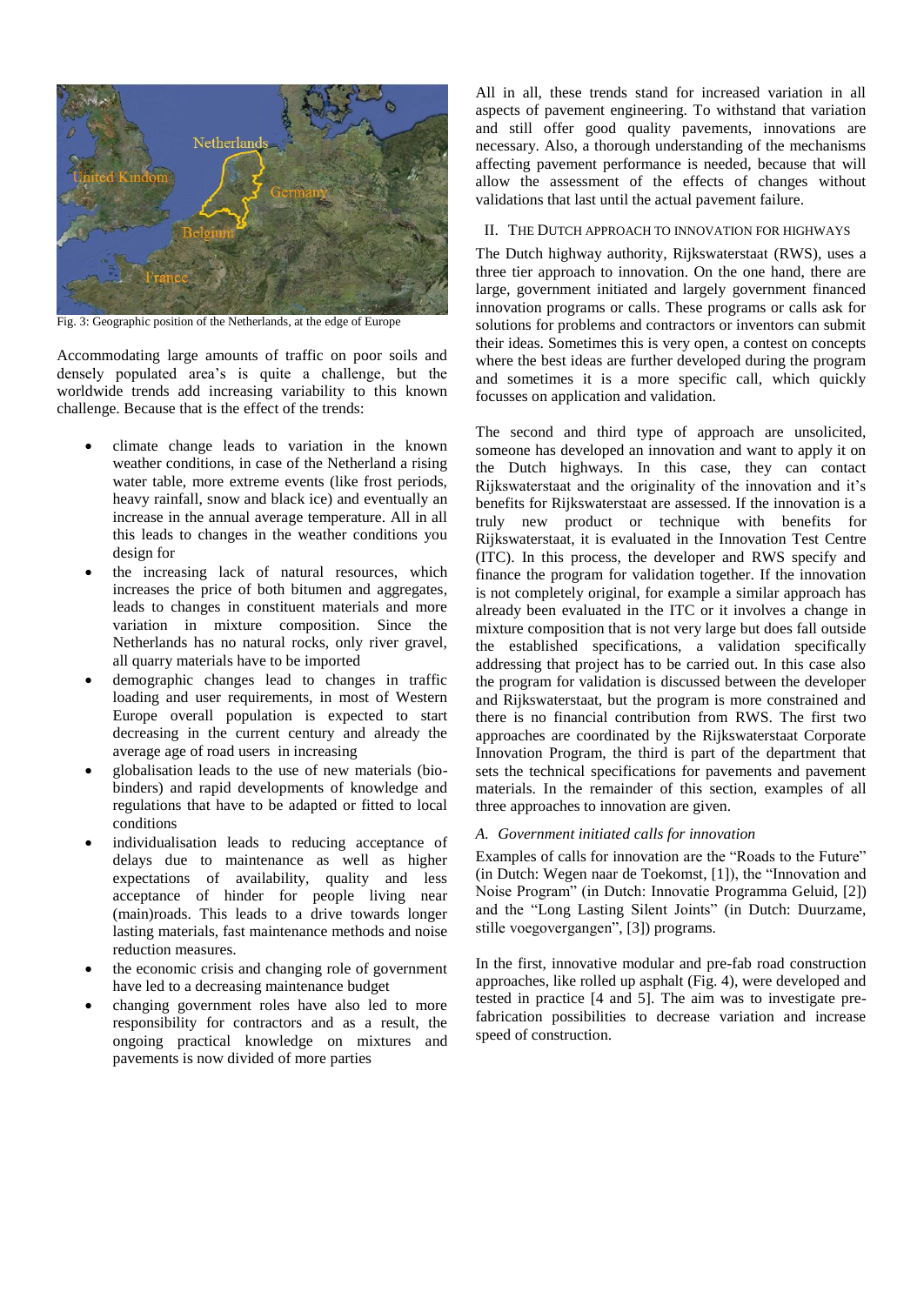Fig. 3: Geographic position of the Netherlands, at the edge of Europe

Accommodating large amounts of traffic on poor soils and densely populated area's is quite a challenge, but the worldwide trends add increasing variability to this known challenge. Because that is the effect of the trends:

- climate change leads to variation in the known weather conditions, in case of the Netherland a rising water table, more extreme events (like frost periods, heavy rainfall, snow and black ice) and eventually an increase in the annual average temperature. All in all this leads to changes in the weather conditions you design for
- the increasing lack of natural resources, which increases the price of both bitumen and aggregates, leads to changes in constituent materials and more variation in mixture composition. Since the Netherlands has no natural rocks, only river gravel, all quarry materials have to be imported
- demographic changes lead to changes in traffic loading and user requirements, in most of Western Europe overall population is expected to start decreasing in the current century and already the average age of road users in increasing
- globalisation leads to the use of new materials (bio-binders) and rapid developments of knowledge and regulations that have to be adapted or fitted to local conditions
- individualisation leads to reducing acceptance of delays due to maintenance as well as higher expectations of availability, quality and less acceptance of hinder for people living near (main)roads. This leads to a drive towards longer lasting materials, fast maintenance methods and noise reduction measures.
- the economic crisis and changing role of government have led to a decreasing maintenance budget
- changing government roles have also led to more responsibility for contractors and as a result, the ongoing practical knowledge on mixtures and pavements is now divided of more parties

All in all, these trends stand for increased variation in all aspects of pavement engineering. To withstand that variation and still offer good quality pavements, innovations are necessary. Also, a thorough understanding of the mechanisms affecting pavement performance is needed, because that will allow the assessment of the effects of changes without validations that last until the actual pavement failure.

## II. The Dutch Approach to Innovation for Highways

The Dutch highway authority, Rijkswaterstaat (RWS), uses a three tier approach to innovation. On the one hand, there are large, government initiated and largely government financed innovation programs or calls. These programs or calls ask for solutions for problems and contractors or inventors can submit their ideas. Sometimes this is very open, a contest on concepts where the best ideas are further developed during the program and sometimes it is a more specific call, which quickly focusses on application and validation.

The second and third type of approach are unsolicited, someone has developed an innovation and want to apply it on the Dutch highways. In this case, they can contact Rijkswaterstaat and the originality of the innovation and it's benefits for Rijkswaterstaat are assessed. If the innovation is a truly new product or technique with benefits for Rijkswaterstaat, it is evaluated in the Innovation Test Centre (ITC). In this process, the developer and RWS specify and finance the program for validation together. If the innovation is not completely original, for example a similar approach has already been evaluated in the ITC or it involves a change in mixture composition that is not very large but does fall outside the established specifications, a validation specifically addressing that project has to be carried out. In this case also the program for validation is discussed between the developer and Rijkswaterstaat, but the program is more constrained and there is no financial contribution from RWS. The first two approaches are coordinated by the Rijkswaterstaat Corporate Innovation Program, the third is part of the department that sets the technical specifications for pavements and pavement materials. In the remainder of this section, examples of all three approaches to innovation are given.

### *A. Government initiated calls for innovation*

Examples of calls for innovation are the "Roads to the Future" (in Dutch: Wegen naar de Toekomst, [1]), the "Innovation and Noise Program" (in Dutch: Innovatie Programma Geluid, [2]) and the "Long Lasting Silent Joints" (in Dutch: Duurzame, stille voegovergangen", [3]) programs.

In the first, innovative modular and pre-fab road construction approaches, like rolled up asphalt (Fig. 4), were developed and tested in practice [4 and 5]. The aim was to investigate pre-fabrication possibilities to decrease variation and increase speed of construction.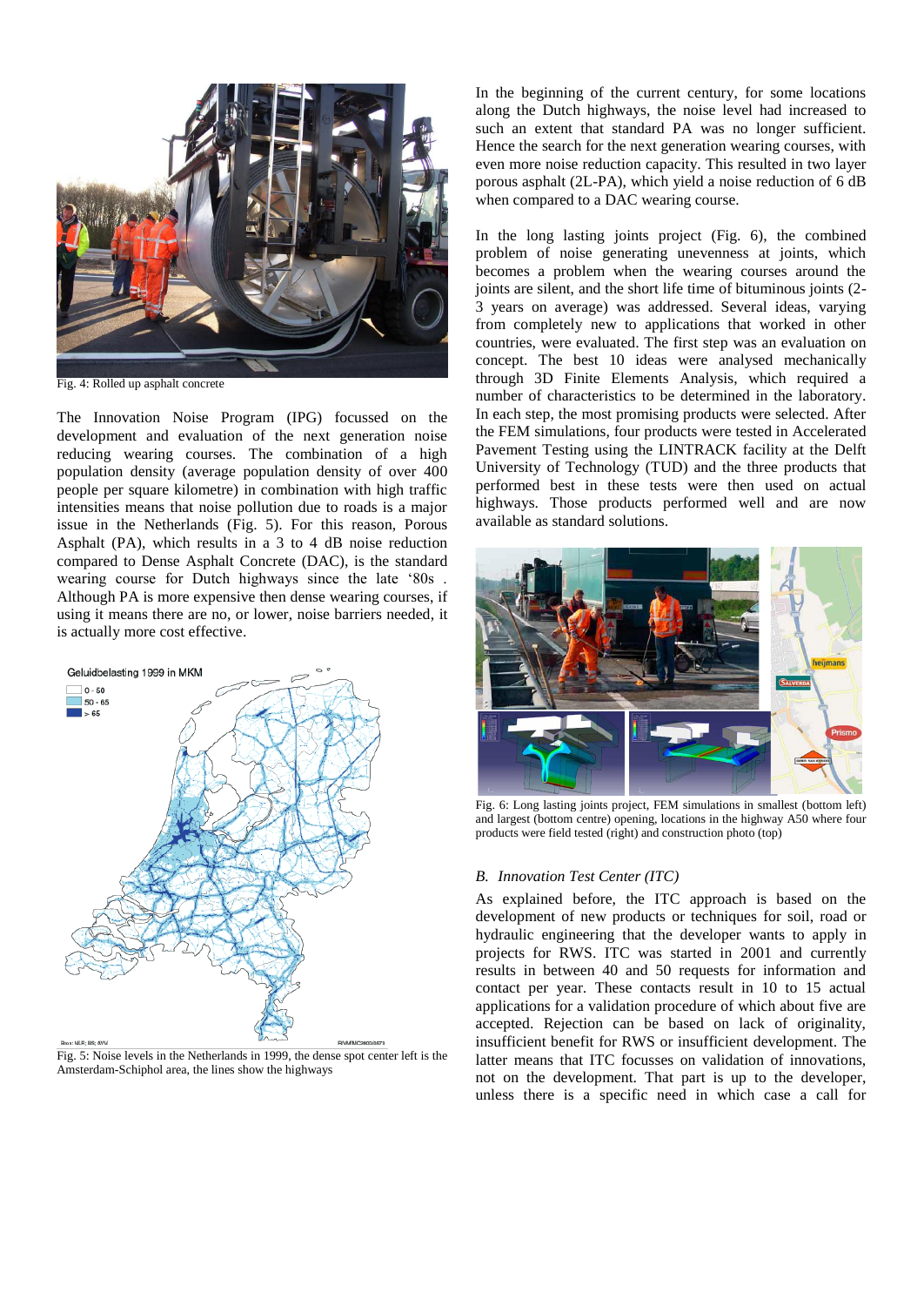Fig. 4: Rolled up asphalt concrete

The Innovation Noise Program (IPG) focussed on the development and evaluation of the next generation noise reducing wearing courses. The combination of a high population density (average population density of over 400 people per square kilometre) in combination with high traffic intensities means that noise pollution due to roads is a major issue in the Netherlands (Fig. 5). For this reason, Porous Asphalt (PA), which results in a 3 to 4 dB noise reduction compared to Dense Asphalt Concrete (DAC), is the standard wearing course for Dutch highways since the late '80s . Although PA is more expensive then dense wearing courses, if using it means there are no, or lower, noise barriers needed, it is actually more cost effective.

Fig. 5: Noise levels in the Netherlands in 1999, the dense spot center left is the Amsterdam-Schiphol area, the lines show the highways

In the beginning of the current century, for some locations along the Dutch highways, the noise level had increased to such an extent that standard PA was no longer sufficient. Hence the search for the next generation wearing courses, with even more noise reduction capacity. This resulted in two layer porous asphalt (2L-PA), which yield a noise reduction of 6 dB when compared to a DAC wearing course.

In the long lasting joints project (Fig. 6), the combined problem of noise generating unevenness at joints, which becomes a problem when the wearing courses around the joints are silent, and the short life time of bituminous joints (2-3 years on average) was addressed. Several ideas, varying from completely new to applications that worked in other countries, were evaluated. The first step was an evaluation on concept. The best 10 ideas were analysed mechanically through 3D Finite Elements Analysis, which required a number of characteristics to be determined in the laboratory. In each step, the most promising products were selected. After the FEM simulations, four products were tested in Accelerated Pavement Testing using the LINTRACK facility at the Delft University of Technology (TUD) and the three products that performed best in these tests were then used on actual highways. Those products performed well and are now available as standard solutions.

Fig. 6: Long lasting joints project, FEM simulations in smallest (bottom left) and largest (bottom centre) opening, locations in the highway A50 where four products were field tested (right) and construction photo (top)

### *B. Innovation Test Center (ITC)*

As explained before, the ITC approach is based on the development of new products or techniques for soil, road or hydraulic engineering that the developer wants to apply in projects for RWS. ITC was started in 2001 and currently results in between 40 and 50 requests for information and contact per year. These contacts result in 10 to 15 actual applications for a validation procedure of which about five are accepted. Rejection can be based on lack of originality, insufficient benefit for RWS or insufficient development. The latter means that ITC focusses on validation of innovations, not on the development. That part is up to the developer, unless there is a specific need in which case a call for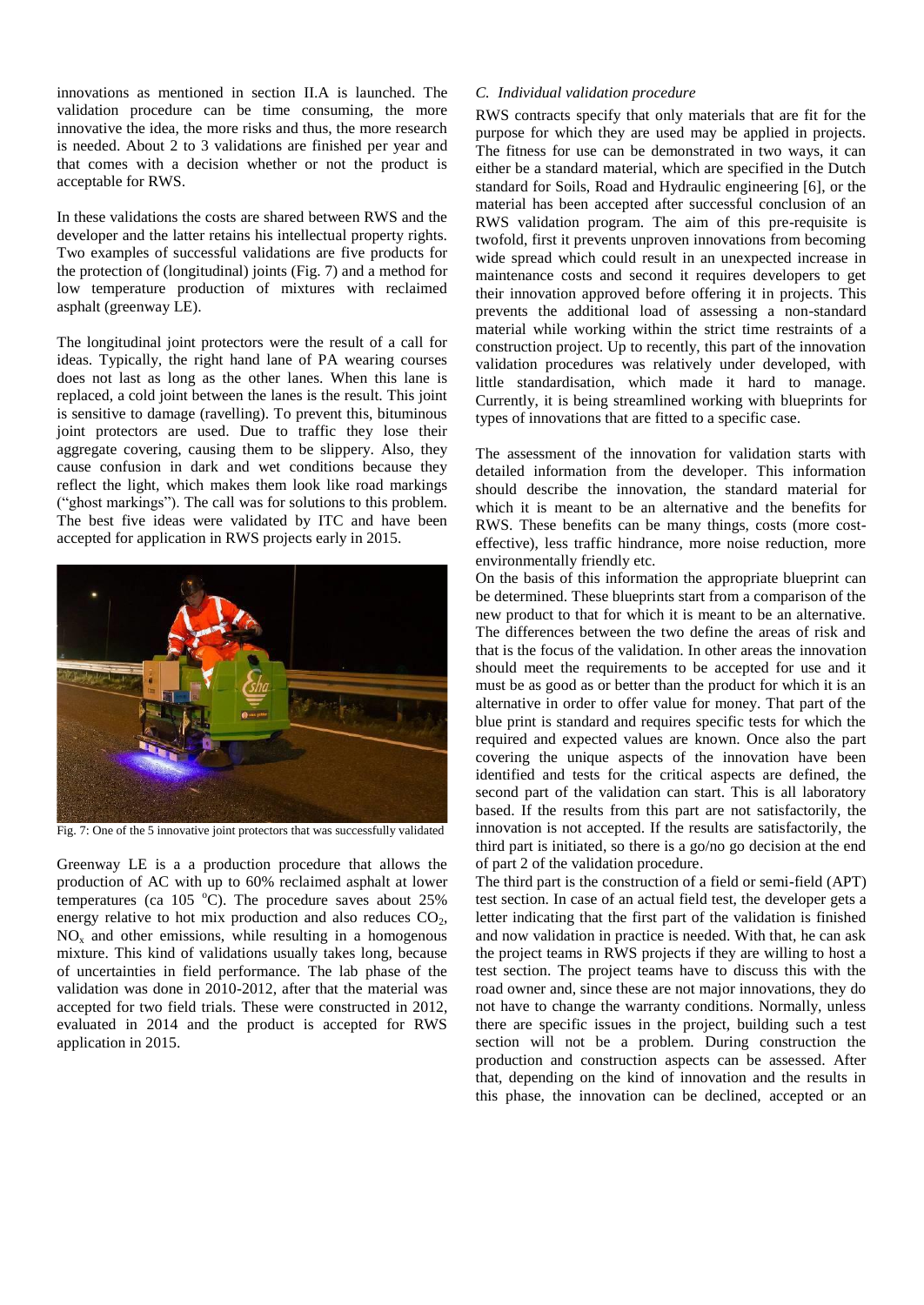innovations as mentioned in section II.A is launched. The validation procedure can be time consuming, the more innovative the idea, the more risks and thus, the more research is needed. About 2 to 3 validations are finished per year and that comes with a decision whether or not the product is acceptable for RWS.

In these validations the costs are shared between RWS and the developer and the latter retains his intellectual property rights. Two examples of successful validations are five products for the protection of (longitudinal) joints (Fig. 7) and a method for low temperature production of mixtures with reclaimed asphalt (greenway LE).

The longitudinal joint protectors were the result of a call for ideas. Typically, the right hand lane of PA wearing courses does not last as long as the other lanes. When this lane is replaced, a cold joint between the lanes is the result. This joint is sensitive to damage (ravelling). To prevent this, bituminous joint protectors are used. Due to traffic they lose their aggregate covering, causing them to be slippery. Also, they cause confusion in dark and wet conditions because they reflect the light, which makes them look like road markings ("ghost markings"). The call was for solutions to this problem. The best five ideas were validated by ITC and have been accepted for application in RWS projects early in 2015.

Fig. 7: One of the 5 innovative joint protectors that was successfully validated

Greenway LE is a a production procedure that allows the production of AC with up to 60% reclaimed asphalt at lower temperatures (ca 105 °C). The procedure saves about 25% energy relative to hot mix production and also reduces $CO_2$, $NO_x$ and other emissions, while resulting in a homogenous mixture. This kind of validations usually takes long, because of uncertainties in field performance. The lab phase of the validation was done in 2010-2012, after that the material was accepted for two field trials. These were constructed in 2012, evaluated in 2014 and the product is accepted for RWS application in 2015.

### *C. Individual validation procedure*

RWS contracts specify that only materials that are fit for the purpose for which they are used may be applied in projects. The fitness for use can be demonstrated in two ways, it can either be a standard material, which are specified in the Dutch standard for Soils, Road and Hydraulic engineering [6], or the material has been accepted after successful conclusion of an RWS validation program. The aim of this pre-requisite is twofold, first it prevents unproven innovations from becoming wide spread which could result in an unexpected increase in maintenance costs and second it requires developers to get their innovation approved before offering it in projects. This prevents the additional load of assessing a non-standard material while working within the strict time restraints of a construction project. Up to recently, this part of the innovation validation procedures was relatively under developed, with little standardisation, which made it hard to manage. Currently, it is being streamlined working with blueprints for types of innovations that are fitted to a specific case.

The assessment of the innovation for validation starts with detailed information from the developer. This information should describe the innovation, the standard material for which it is meant to be an alternative and the benefits for RWS. These benefits can be many things, costs (more cost-effective), less traffic hindrance, more noise reduction, more environmentally friendly etc.

On the basis of this information the appropriate blueprint can be determined. These blueprints start from a comparison of the new product to that for which it is meant to be an alternative. The differences between the two define the areas of risk and that is the focus of the validation. In other areas the innovation should meet the requirements to be accepted for use and it must be as good as or better than the product for which it is an alternative in order to offer value for money. That part of the blue print is standard and requires specific tests for which the required and expected values are known. Once also the part covering the unique aspects of the innovation have been identified and tests for the critical aspects are defined, the second part of the validation can start. This is all laboratory based. If the results from this part are not satisfactorily, the innovation is not accepted. If the results are satisfactorily, the third part is initiated, so there is a go/no go decision at the end of part 2 of the validation procedure.

The third part is the construction of a field or semi-field (APT) test section. In case of an actual field test, the developer gets a letter indicating that the first part of the validation is finished and now validation in practice is needed. With that, he can ask the project teams in RWS projects if they are willing to host a test section. The project teams have to discuss this with the road owner and, since these are not major innovations, they do not have to change the warranty conditions. Normally, unless there are specific issues in the project, building such a test section will not be a problem. During construction the production and construction aspects can be assessed. After that, depending on the kind of innovation and the results in this phase, the innovation can be declined, accepted or an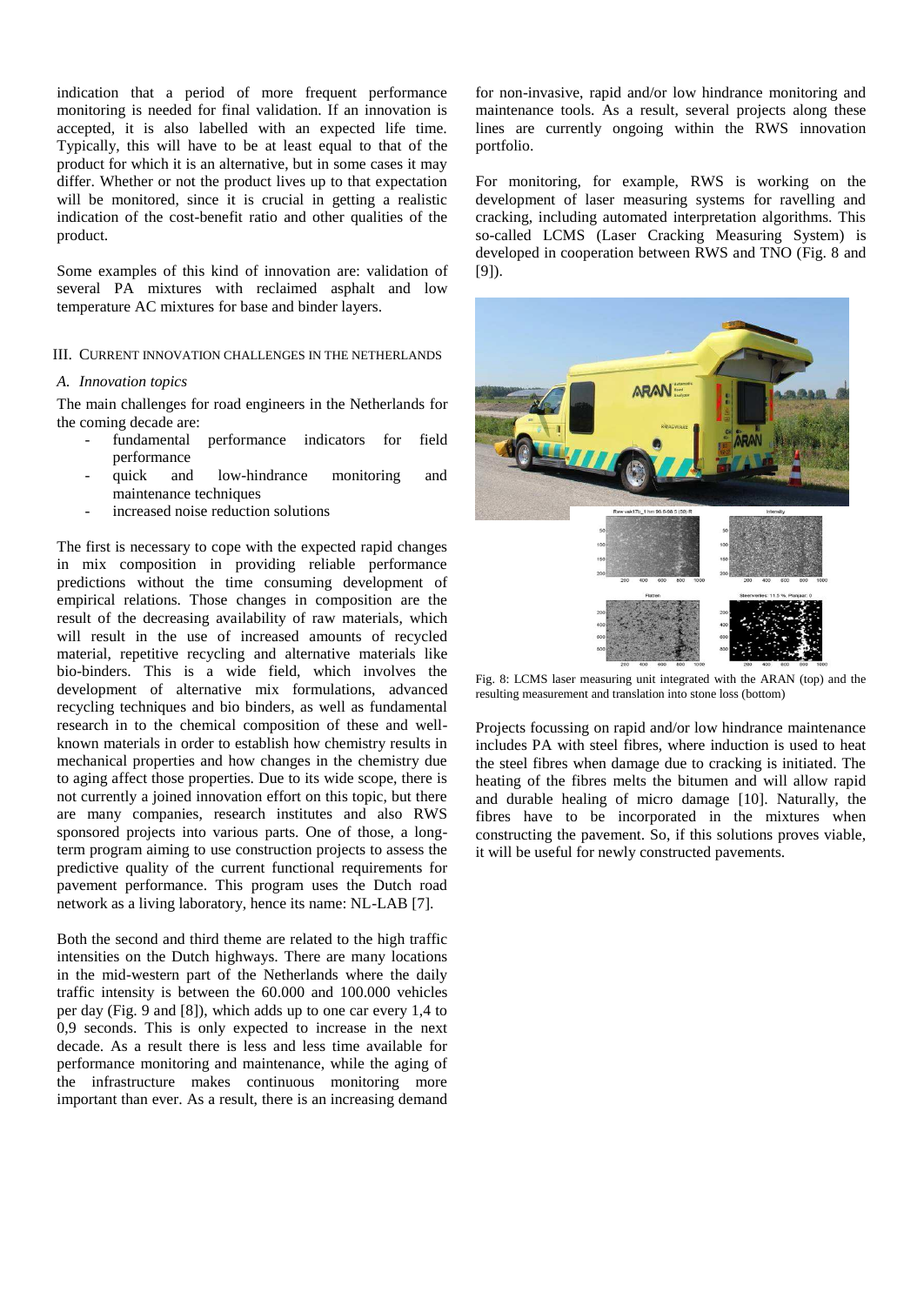indication that a period of more frequent performance monitoring is needed for final validation. If an innovation is accepted, it is also labelled with an expected life time. Typically, this will have to be at least equal to that of the product for which it is an alternative, but in some cases it may differ. Whether or not the product lives up to that expectation will be monitored, since it is crucial in getting a realistic indication of the cost-benefit ratio and other qualities of the product.

Some examples of this kind of innovation are: validation of several PA mixtures with reclaimed asphalt and low temperature AC mixtures for base and binder layers.

## III. Current innovation challenges in the Netherlands

### *A. Innovation topics*

The main challenges for road engineers in the Netherlands for the coming decade are:

- fundamental performance indicators for field performance
- quick and low-hindrance monitoring and maintenance techniques
- increased noise reduction solutions

The first is necessary to cope with the expected rapid changes in mix composition in providing reliable performance predictions without the time consuming development of empirical relations. Those changes in composition are the result of the decreasing availability of raw materials, which will result in the use of increased amounts of recycled material, repetitive recycling and alternative materials like bio-binders. This is a wide field, which involves the development of alternative mix formulations, advanced recycling techniques and bio binders, as well as fundamental research in to the chemical composition of these and well-known materials in order to establish how chemistry results in mechanical properties and how changes in the chemistry due to aging affect those properties. Due to its wide scope, there is not currently a joined innovation effort on this topic, but there are many companies, research institutes and also RWS sponsored projects into various parts. One of those, a long-term program aiming to use construction projects to assess the predictive quality of the current functional requirements for pavement performance. This program uses the Dutch road network as a living laboratory, hence its name: NL-LAB [7].

Both the second and third theme are related to the high traffic intensities on the Dutch highways. There are many locations in the mid-western part of the Netherlands where the daily traffic intensity is between the 60.000 and 100.000 vehicles per day (Fig. 9 and [8]), which adds up to one car every 1,4 to 0,9 seconds. This is only expected to increase in the next decade. As a result there is less and less time available for performance monitoring and maintenance, while the aging of the infrastructure makes continuous monitoring more important than ever. As a result, there is an increasing demand for non-invasive, rapid and/or low hindrance monitoring and maintenance tools. As a result, several projects along these lines are currently ongoing within the RWS innovation portfolio.

For monitoring, for example, RWS is working on the development of laser measuring systems for ravelling and cracking, including automated interpretation algorithms. This so-called LCMS (Laser Cracking Measuring System) is developed in cooperation between RWS and TNO (Fig. 8 and [9]).

Fig. 8: LCMS laser measuring unit integrated with the ARAN (top) and the resulting measurement and translation into stone loss (bottom)

Projects focussing on rapid and/or low hindrance maintenance includes PA with steel fibres, where induction is used to heat the steel fibres when damage due to cracking is initiated. The heating of the fibres melts the bitumen and will allow rapid and durable healing of micro damage [10]. Naturally, the fibres have to be incorporated in the mixtures when constructing the pavement. So, if this solutions proves viable, it will be useful for newly constructed pavements.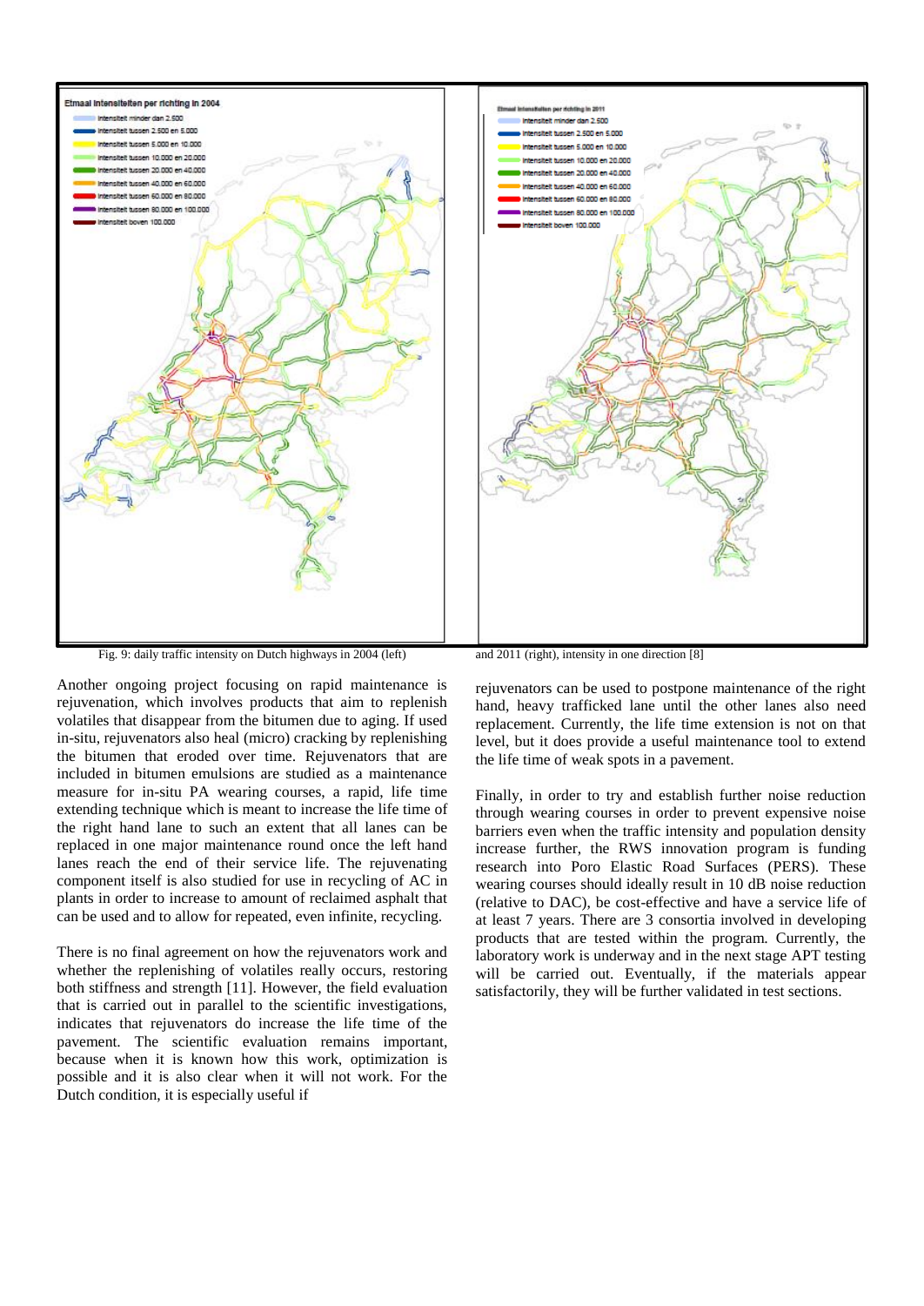Fig. 9: daily traffic intensity on Dutch highways in 2004 (left) and 2011 (right), intensity in one direction [8]

Another ongoing project focusing on rapid maintenance is rejuvenation, which involves products that aim to replenish volatiles that disappear from the bitumen due to aging. If used in-situ, rejuvenators also heal (micro) cracking by replenishing the bitumen that eroded over time. Rejuvenators that are included in bitumen emulsions are studied as a maintenance measure for in-situ PA wearing courses, a rapid, life time extending technique which is meant to increase the life time of the right hand lane to such an extent that all lanes can be replaced in one major maintenance round once the left hand lanes reach the end of their service life. The rejuvenating component itself is also studied for use in recycling of AC in plants in order to increase to amount of reclaimed asphalt that can be used and to allow for repeated, even infinite, recycling.

There is no final agreement on how the rejuvenators work and whether the replenishing of volatiles really occurs, restoring both stiffness and strength [11]. However, the field evaluation that is carried out in parallel to the scientific investigations, indicates that rejuvenators do increase the life time of the pavement. The scientific evaluation remains important, because when it is known how this work, optimization is possible and it is also clear when it will not work. For the Dutch condition, it is especially useful if rejuvenators can be used to postpone maintenance of the right hand, heavy trafficked lane until the other lanes also need replacement. Currently, the life time extension is not on that level, but it does provide a useful maintenance tool to extend the life time of weak spots in a pavement.

Finally, in order to try and establish further noise reduction through wearing courses in order to prevent expensive noise barriers even when the traffic intensity and population density increase further, the RWS innovation program is funding research into Poro Elastic Road Surfaces (PERS). These wearing courses should ideally result in 10 dB noise reduction (relative to DAC), be cost-effective and have a service life of at least 7 years. There are 3 consortia involved in developing products that are tested within the program. Currently, the laboratory work is underway and in the next stage APT testing will be carried out. Eventually, if the materials appear satisfactorily, they will be further validated in test sections.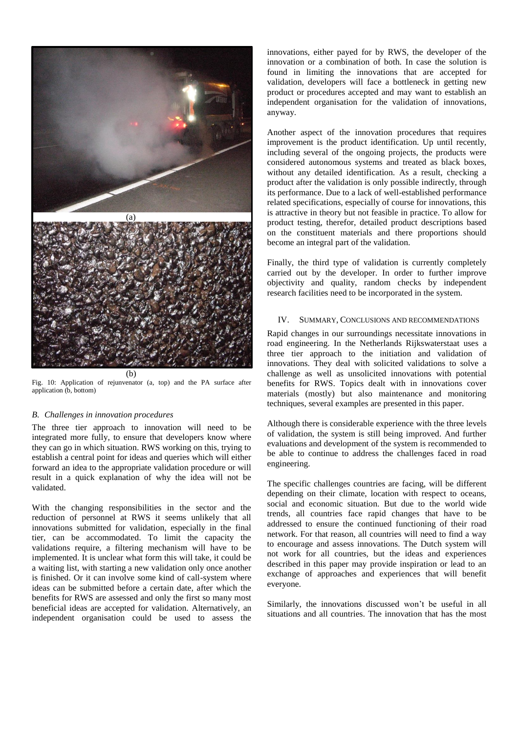(a)

(b)

Fig. 10: Application of rejunvenator (a, top) and the PA surface after application (b, bottom)

### *B. Challenges in innovation procedures*

The three tier approach to innovation will need to be integrated more fully, to ensure that developers know where they can go in which situation. RWS working on this, trying to establish a central point for ideas and queries which will either forward an idea to the appropriate validation procedure or will result in a quick explanation of why the idea will not be validated.

With the changing responsibilities in the sector and the reduction of personnel at RWS it seems unlikely that all innovations submitted for validation, especially in the final tier, can be accommodated. To limit the capacity the validations require, a filtering mechanism will have to be implemented. It is unclear what form this will take, it could be a waiting list, with starting a new validation only once another is finished. Or it can involve some kind of call-system where ideas can be submitted before a certain date, after which the benefits for RWS are assessed and only the first so many most beneficial ideas are accepted for validation. Alternatively, an independent organisation could be used to assess the innovations, either payed for by RWS, the developer of the innovation or a combination of both. In case the solution is found in limiting the innovations that are accepted for validation, developers will face a bottleneck in getting new product or procedures accepted and may want to establish an independent organisation for the validation of innovations, anyway.

Another aspect of the innovation procedures that requires improvement is the product identification. Up until recently, including several of the ongoing projects, the products were considered autonomous systems and treated as black boxes, without any detailed identification. As a result, checking a product after the validation is only possible indirectly, through its performance. Due to a lack of well-established performance related specifications, especially of course for innovations, this is attractive in theory but not feasible in practice. To allow for product testing, therefor, detailed product descriptions based on the constituent materials and there proportions should become an integral part of the validation.

Finally, the third type of validation is currently completely carried out by the developer. In order to further improve objectivity and quality, random checks by independent research facilities need to be incorporated in the system.

## IV. Summary, Conclusions and Recommendations

Rapid changes in our surroundings necessitate innovations in road engineering. In the Netherlands Rijkswaterstaat uses a three tier approach to the initiation and validation of innovations. They deal with solicited validations to solve a challenge as well as unsolicited innovations with potential benefits for RWS. Topics dealt with in innovations cover materials (mostly) but also maintenance and monitoring techniques, several examples are presented in this paper.

Although there is considerable experience with the three levels of validation, the system is still being improved. And further evaluations and development of the system is recommended to be able to continue to address the challenges faced in road engineering.

The specific challenges countries are facing, will be different depending on their climate, location with respect to oceans, social and economic situation. But due to the world wide trends, all countries face rapid changes that have to be addressed to ensure the continued functioning of their road network. For that reason, all countries will need to find a way to encourage and assess innovations. The Dutch system will not work for all countries, but the ideas and experiences described in this paper may provide inspiration or lead to an exchange of approaches and experiences that will benefit everyone.

Similarly, the innovations discussed won't be useful in all situations and all countries. The innovation that has the most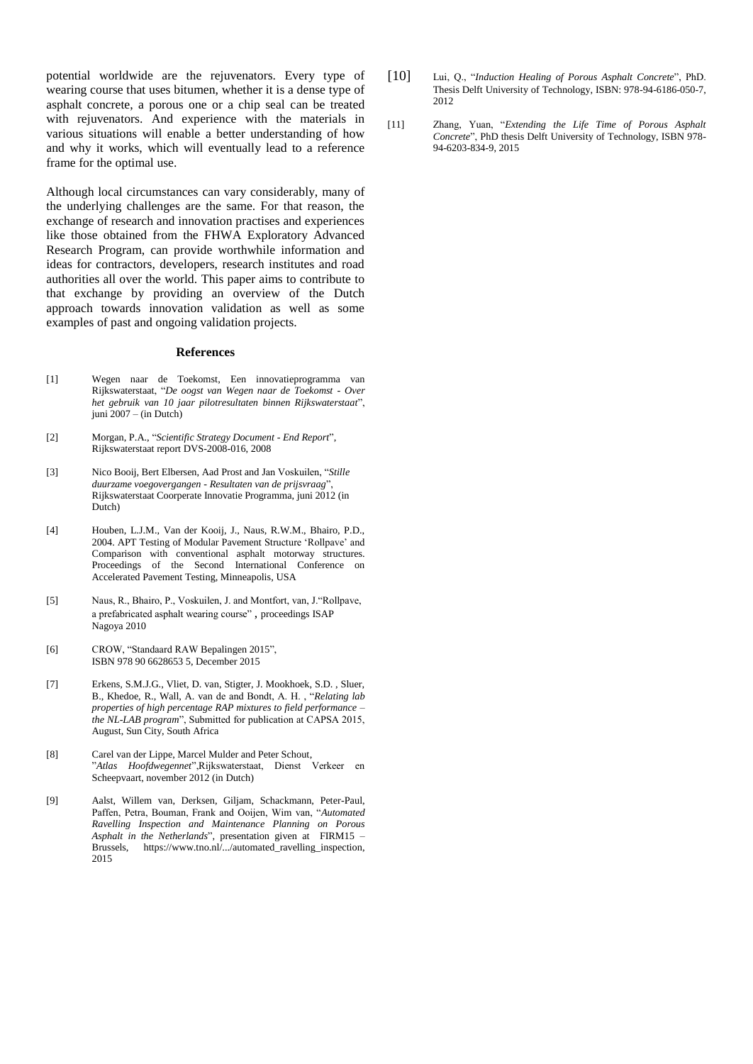potential worldwide are the rejuvenators. Every type of wearing course that uses bitumen, whether it is a dense type of asphalt concrete, a porous one or a chip seal can be treated with rejuvenators. And experience with the materials in various situations will enable a better understanding of how and why it works, which will eventually lead to a reference frame for the optimal use.

Although local circumstances can vary considerably, many of the underlying challenges are the same. For that reason, the exchange of research and innovation practises and experiences like those obtained from the FHWA Exploratory Advanced Research Program, can provide worthwhile information and ideas for contractors, developers, research institutes and road authorities all over the world. This paper aims to contribute to that exchange by providing an overview of the Dutch approach towards innovation validation as well as some examples of past and ongoing validation projects.

## References

[1] Wegen naar de Toekomst, Een innovatieprogramma van Rijkswaterstaat, "*De oogst van Wegen naar de Toekomst - Over het gebruik van 10 jaar pilotresultaten binnen Rijkswaterstaat*", juni 2007 – (in Dutch)

[2] Morgan, P.A., "*Scientific Strategy Document - End Report*", Rijkswaterstaat report DVS-2008-016, 2008

[3] Nico Booij, Bert Elbersen, Aad Prost and Jan Voskuilen, "*Stille duurzame voegovergangen - Resultaten van de prijsvraag*", Rijkswaterstaat Coorperate Innovatie Programma, juni 2012 (in Dutch)

[4] Houben, L.J.M., Van der Kooij, J., Naus, R.W.M., Bhairo, P.D., 2004. APT Testing of Modular Pavement Structure 'Rollpave' and Comparison with conventional asphalt motorway structures. Proceedings of the Second International Conference on Accelerated Pavement Testing, Minneapolis, USA

[5] Naus, R., Bhairo, P., Voskuilen, J. and Montfort, van, J."Rollpave, a prefabricated asphalt wearing course" , proceedings ISAP Nagoya 2010

[6] CROW, "Standaard RAW Bepalingen 2015", ISBN 978 90 6628653 5, December 2015

[7] Erkens, S.M.J.G., Vliet, D. van, Stigter, J. Mookhoek, S.D. , Sluer, B., Khedoe, R., Wall, A. van de and Bondt, A. H. , "*Relating lab properties of high percentage RAP mixtures to field performance – the NL-LAB program*", Submitted for publication at CAPSA 2015, August, Sun City, South Africa

[8] Carel van der Lippe, Marcel Mulder and Peter Schout, "*Atlas Hoofdwegennet*",Rijkswaterstaat, Dienst Verkeer en Scheepvaart, november 2012 (in Dutch)

[9] Aalst, Willem van, Derksen, Giljam, Schackmann, Peter-Paul, Paffen, Petra, Bouman, Frank and Ooijen, Wim van, "*Automated Ravelling Inspection and Maintenance Planning on Porous Asphalt in the Netherlands*", presentation given at FIRM15 – Brussels, https://www.tno.nl/.../automated_ravelling_inspection, 2015

[10] Lui, Q., "*Induction Healing of Porous Asphalt Concrete*", PhD. Thesis Delft University of Technology, ISBN: 978-94-6186-050-7, 2012

[11] Zhang, Yuan, "*Extending the Life Time of Porous Asphalt Concrete*", PhD thesis Delft University of Technology, ISBN 978-94-6203-834-9, 2015